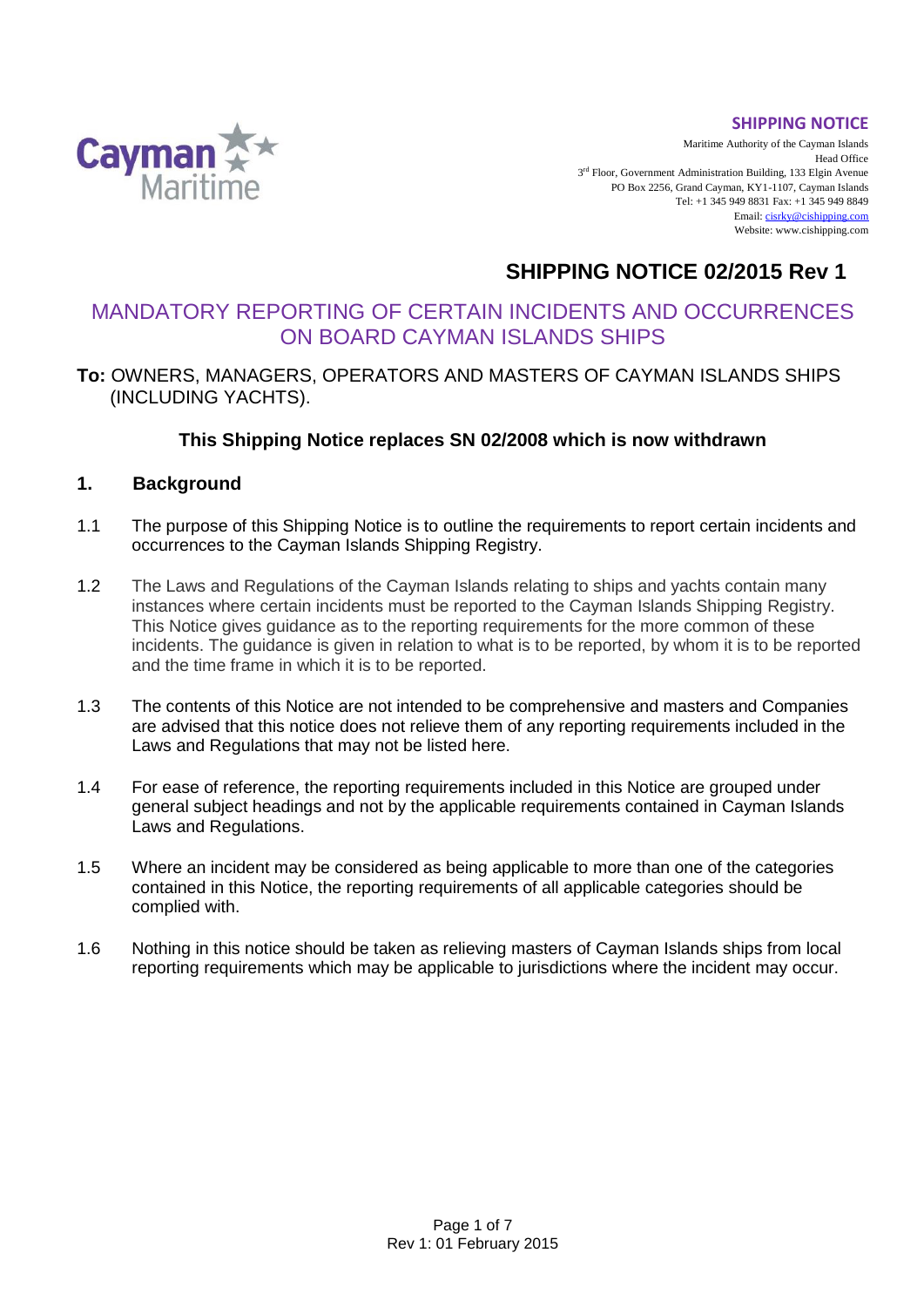**SHIPPING NOTICE**

Maritime Authority of the Cayman Islands
Head Office
3rd Floor, Government Administration Building, 133 Elgin Avenue
PO Box 2256, Grand Cayman, KY1-1107, Cayman Islands
Tel: +1 345 949 8831 Fax: +1 345 949 8849
Email: cisrky@cishipping.com
Website: www.cishipping.com

# SHIPPING NOTICE 02/2015 Rev 1

## MANDATORY REPORTING OF CERTAIN INCIDENTS AND OCCURRENCES ON BOARD CAYMAN ISLANDS SHIPS

**To:** OWNERS, MANAGERS, OPERATORS AND MASTERS OF CAYMAN ISLANDS SHIPS (INCLUDING YACHTS).

**This Shipping Notice replaces SN 02/2008 which is now withdrawn**

## 1. Background

1.1 The purpose of this Shipping Notice is to outline the requirements to report certain incidents and occurrences to the Cayman Islands Shipping Registry.

1.2 The Laws and Regulations of the Cayman Islands relating to ships and yachts contain many instances where certain incidents must be reported to the Cayman Islands Shipping Registry. This Notice gives guidance as to the reporting requirements for the more common of these incidents. The guidance is given in relation to what is to be reported, by whom it is to be reported and the time frame in which it is to be reported.

1.3 The contents of this Notice are not intended to be comprehensive and masters and Companies are advised that this notice does not relieve them of any reporting requirements included in the Laws and Regulations that may not be listed here.

1.4 For ease of reference, the reporting requirements included in this Notice are grouped under general subject headings and not by the applicable requirements contained in Cayman Islands Laws and Regulations.

1.5 Where an incident may be considered as being applicable to more than one of the categories contained in this Notice, the reporting requirements of all applicable categories should be complied with.

1.6 Nothing in this notice should be taken as relieving masters of Cayman Islands ships from local reporting requirements which may be applicable to jurisdictions where the incident may occur.

Rev 1: 01 February 2015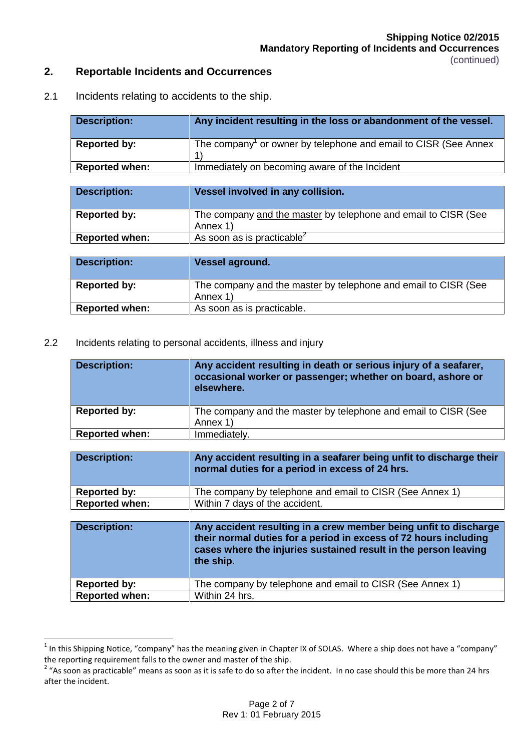## 2. Reportable Incidents and Occurrences

2.1 Incidents relating to accidents to the ship.

| Description: | **Any incident resulting in the loss or abandonment of the vessel.** |
|---|---|
| Reported by: | The company[1] or owner by telephone and email to CISR (See Annex 1) |
| Reported when: | Immediately on becoming aware of the Incident |

| Description: | **Vessel involved in any collision.** |
|---|---|
| Reported by: | The company <u>and the master</u> by telephone and email to CISR (See Annex 1) |
| Reported when: | As soon as is practicable[2] |

| Description: | **Vessel aground.** |
|---|---|
| Reported by: | The company <u>and the master</u> by telephone and email to CISR (See Annex 1) |
| Reported when: | As soon as is practicable. |

2.2 Incidents relating to personal accidents, illness and injury

| Description: | **Any accident resulting in death or serious injury of a seafarer, occasional worker or passenger; whether on board, ashore or elsewhere.** |
|---|---|
| Reported by: | The company and the master by telephone and email to CISR (See Annex 1) |
| Reported when: | Immediately. |

| Description: | **Any accident resulting in a seafarer being unfit to discharge their normal duties for a period in excess of 24 hrs.** |
|---|---|
| Reported by: | The company by telephone and email to CISR (See Annex 1) |
| Reported when: | Within 7 days of the accident. |

| Description: | **Any accident resulting in a crew member being unfit to discharge their normal duties for a period in excess of 72 hours including cases where the injuries sustained result in the person leaving the ship.** |
|---|---|
| Reported by: | The company by telephone and email to CISR (See Annex 1) |
| Reported when: | Within 24 hrs. |

---

[1] In this Shipping Notice, "company" has the meaning given in Chapter IX of SOLAS. Where a ship does not have a "company" the reporting requirement falls to the owner and master of the ship.

[2] "As soon as practicable" means as soon as it is safe to do so after the incident. In no case should this be more than 24 hrs after the incident.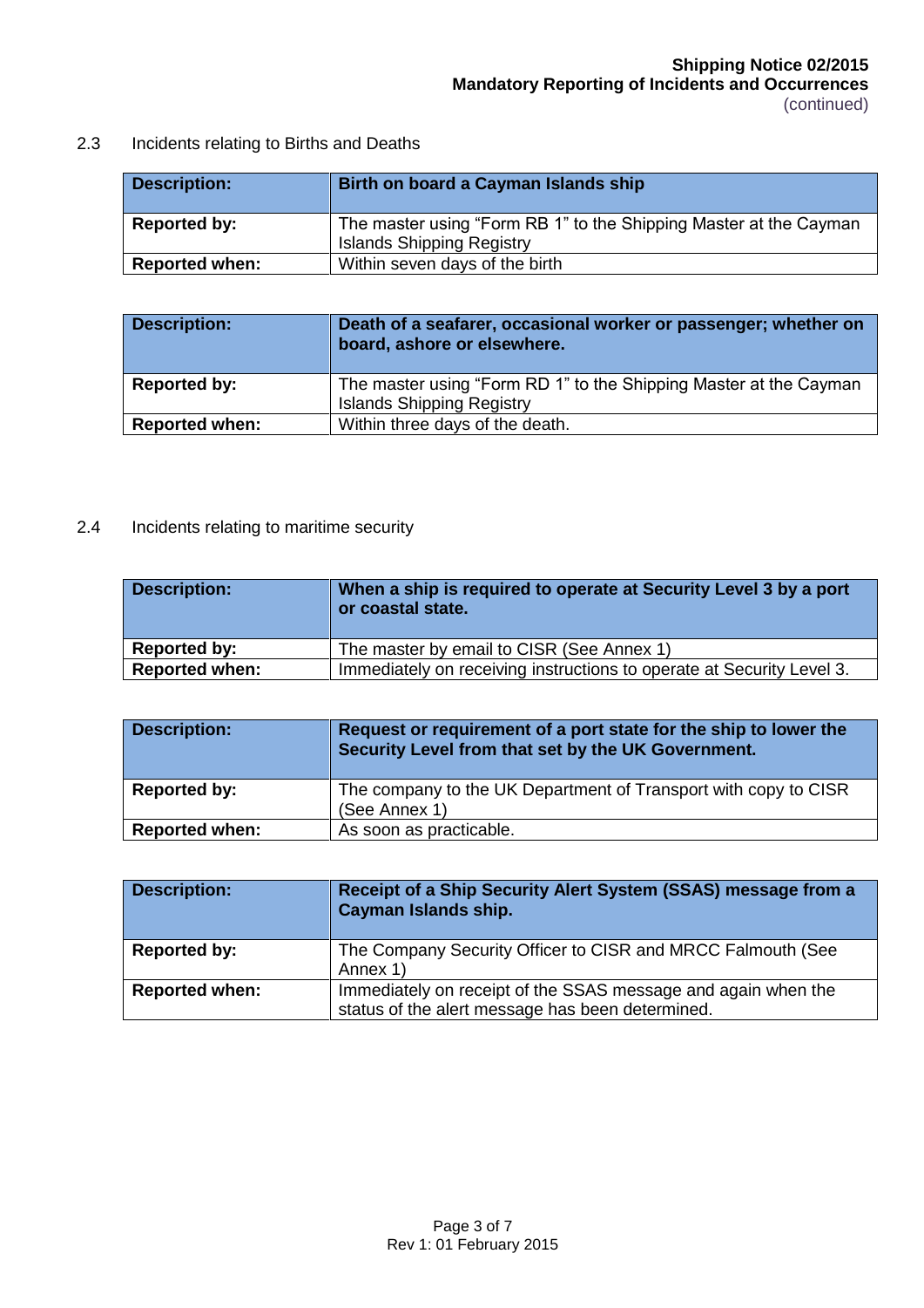2.3 Incidents relating to Births and Deaths

| **Description:** | **Birth on board a Cayman Islands ship** |
| --- | --- |
| **Reported by:** | The master using "Form RB 1" to the Shipping Master at the Cayman Islands Shipping Registry |
| **Reported when:** | Within seven days of the birth |

| **Description:** | **Death of a seafarer, occasional worker or passenger; whether on board, ashore or elsewhere.** |
| --- | --- |
| **Reported by:** | The master using "Form RD 1" to the Shipping Master at the Cayman Islands Shipping Registry |
| **Reported when:** | Within three days of the death. |

2.4 Incidents relating to maritime security

| **Description:** | **When a ship is required to operate at Security Level 3 by a port or coastal state.** |
| --- | --- |
| **Reported by:** | The master by email to CISR (See Annex 1) |
| **Reported when:** | Immediately on receiving instructions to operate at Security Level 3. |

| **Description:** | **Request or requirement of a port state for the ship to lower the Security Level from that set by the UK Government.** |
| --- | --- |
| **Reported by:** | The company to the UK Department of Transport with copy to CISR (See Annex 1) |
| **Reported when:** | As soon as practicable. |

| **Description:** | **Receipt of a Ship Security Alert System (SSAS) message from a Cayman Islands ship.** |
| --- | --- |
| **Reported by:** | The Company Security Officer to CISR and MRCC Falmouth (See Annex 1) |
| **Reported when:** | Immediately on receipt of the SSAS message and again when the status of the alert message has been determined. |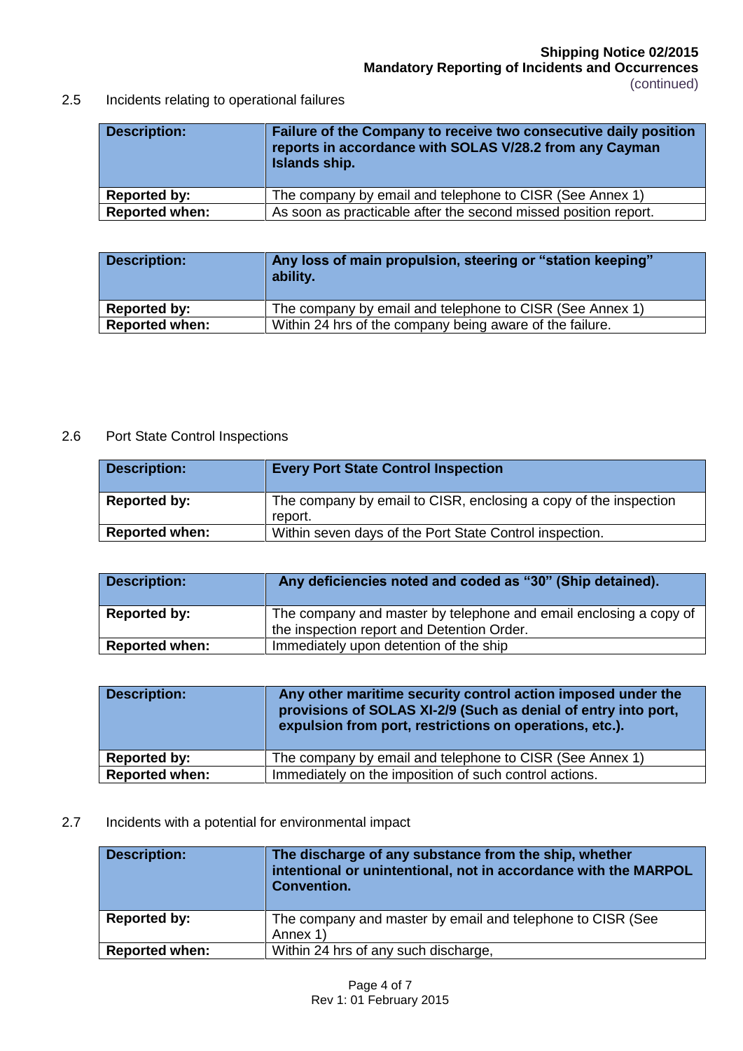2.5 Incidents relating to operational failures

| **Description:** | **Failure of the Company to receive two consecutive daily position reports in accordance with SOLAS V/28.2 from any Cayman Islands ship.** |
|---|---|
| **Reported by:** | The company by email and telephone to CISR (See Annex 1) |
| **Reported when:** | As soon as practicable after the second missed position report. |

| **Description:** | **Any loss of main propulsion, steering or "station keeping" ability.** |
|---|---|
| **Reported by:** | The company by email and telephone to CISR (See Annex 1) |
| **Reported when:** | Within 24 hrs of the company being aware of the failure. |

2.6 Port State Control Inspections

| **Description:** | **Every Port State Control Inspection** |
|---|---|
| **Reported by:** | The company by email to CISR, enclosing a copy of the inspection report. |
| **Reported when:** | Within seven days of the Port State Control inspection. |

| **Description:** | **Any deficiencies noted and coded as "30" (Ship detained).** |
|---|---|
| **Reported by:** | The company and master by telephone and email enclosing a copy of the inspection report and Detention Order. |
| **Reported when:** | Immediately upon detention of the ship |

| **Description:** | **Any other maritime security control action imposed under the provisions of SOLAS XI-2/9 (Such as denial of entry into port, expulsion from port, restrictions on operations, etc.).** |
|---|---|
| **Reported by:** | The company by email and telephone to CISR (See Annex 1) |
| **Reported when:** | Immediately on the imposition of such control actions. |

2.7 Incidents with a potential for environmental impact

| **Description:** | **The discharge of any substance from the ship, whether intentional or unintentional, not in accordance with the MARPOL Convention.** |
|---|---|
| **Reported by:** | The company and master by email and telephone to CISR (See Annex 1) |
| **Reported when:** | Within 24 hrs of any such discharge, |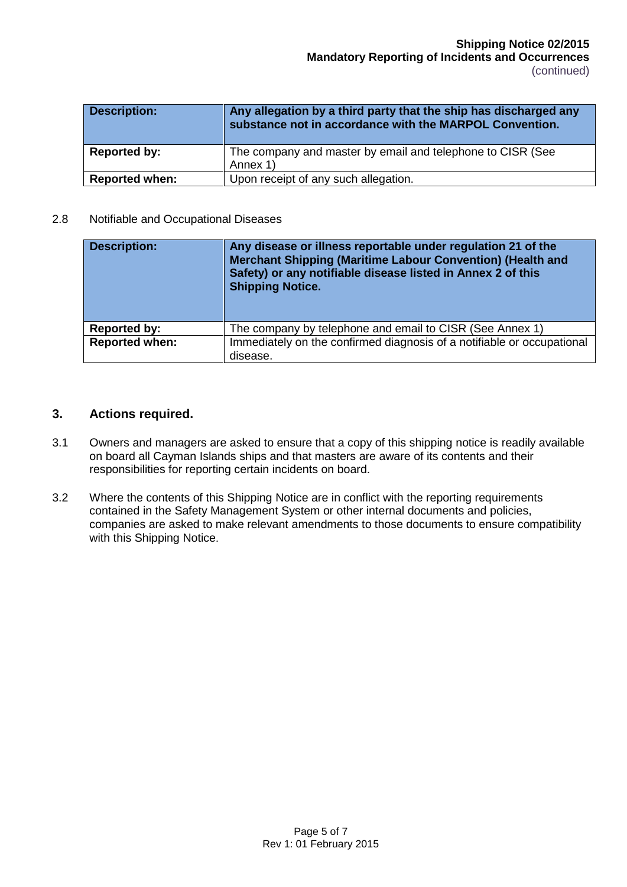| Description: | Any allegation by a third party that the ship has discharged any substance not in accordance with the MARPOL Convention. |
|---|---|
| Reported by: | The company and master by email and telephone to CISR (See Annex 1) |
| Reported when: | Upon receipt of any such allegation. |

2.8 Notifiable and Occupational Diseases

| Description: | Any disease or illness reportable under regulation 21 of the Merchant Shipping (Maritime Labour Convention) (Health and Safety) or any notifiable disease listed in Annex 2 of this Shipping Notice. |
|---|---|
| Reported by: | The company by telephone and email to CISR (See Annex 1) |
| Reported when: | Immediately on the confirmed diagnosis of a notifiable or occupational disease. |

## 3. Actions required.

3.1 Owners and managers are asked to ensure that a copy of this shipping notice is readily available on board all Cayman Islands ships and that masters are aware of its contents and their responsibilities for reporting certain incidents on board.

3.2 Where the contents of this Shipping Notice are in conflict with the reporting requirements contained in the Safety Management System or other internal documents and policies, companies are asked to make relevant amendments to those documents to ensure compatibility with this Shipping Notice.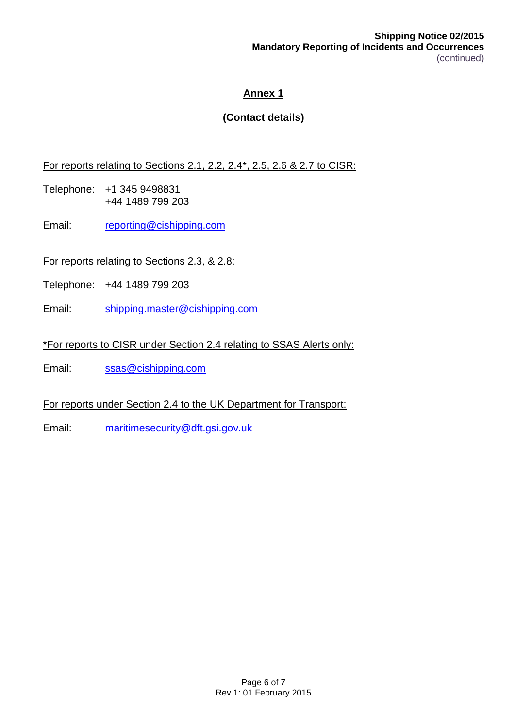## Annex 1

### (Contact details)

For reports relating to Sections 2.1, 2.2, 2.4*, 2.5, 2.6 & 2.7 to CISR:

Telephone: +1 345 9498831
+44 1489 799 203

Email: reporting@cishipping.com

For reports relating to Sections 2.3, & 2.8:

Telephone: +44 1489 799 203

Email: shipping.master@cishipping.com

*For reports to CISR under Section 2.4 relating to SSAS Alerts only:

Email: ssas@cishipping.com

For reports under Section 2.4 to the UK Department for Transport:

Email: maritimesecurity@dft.gsi.gov.uk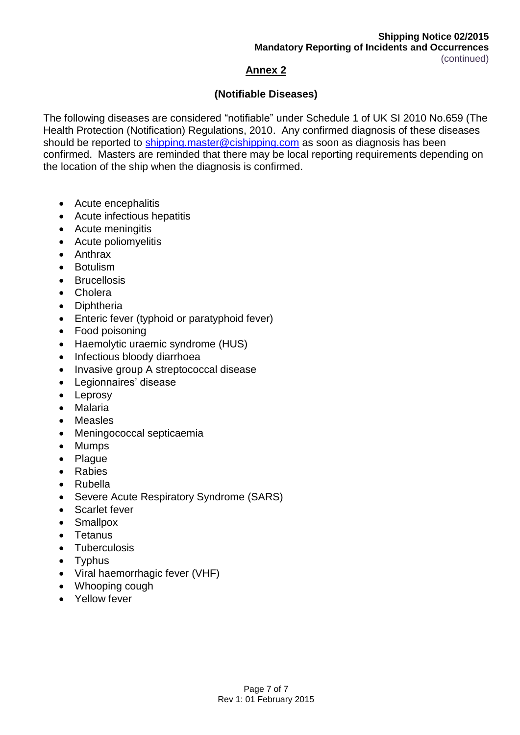## Annex 2

### (Notifiable Diseases)

The following diseases are considered "notifiable" under Schedule 1 of UK SI 2010 No.659 (The Health Protection (Notification) Regulations, 2010. Any confirmed diagnosis of these diseases should be reported to shipping.master@cishipping.com as soon as diagnosis has been confirmed. Masters are reminded that there may be local reporting requirements depending on the location of the ship when the diagnosis is confirmed.

- Acute encephalitis
- Acute infectious hepatitis
- Acute meningitis
- Acute poliomyelitis
- Anthrax
- Botulism
- Brucellosis
- Cholera
- Diphtheria
- Enteric fever (typhoid or paratyphoid fever)
- Food poisoning
- Haemolytic uraemic syndrome (HUS)
- Infectious bloody diarrhoea
- Invasive group A streptococcal disease
- Legionnaires' disease
- Leprosy
- Malaria
- Measles
- Meningococcal septicaemia
- Mumps
- Plague
- Rabies
- Rubella
- Severe Acute Respiratory Syndrome (SARS)
- Scarlet fever
- Smallpox
- Tetanus
- Tuberculosis
- Typhus
- Viral haemorrhagic fever (VHF)
- Whooping cough
- Yellow fever